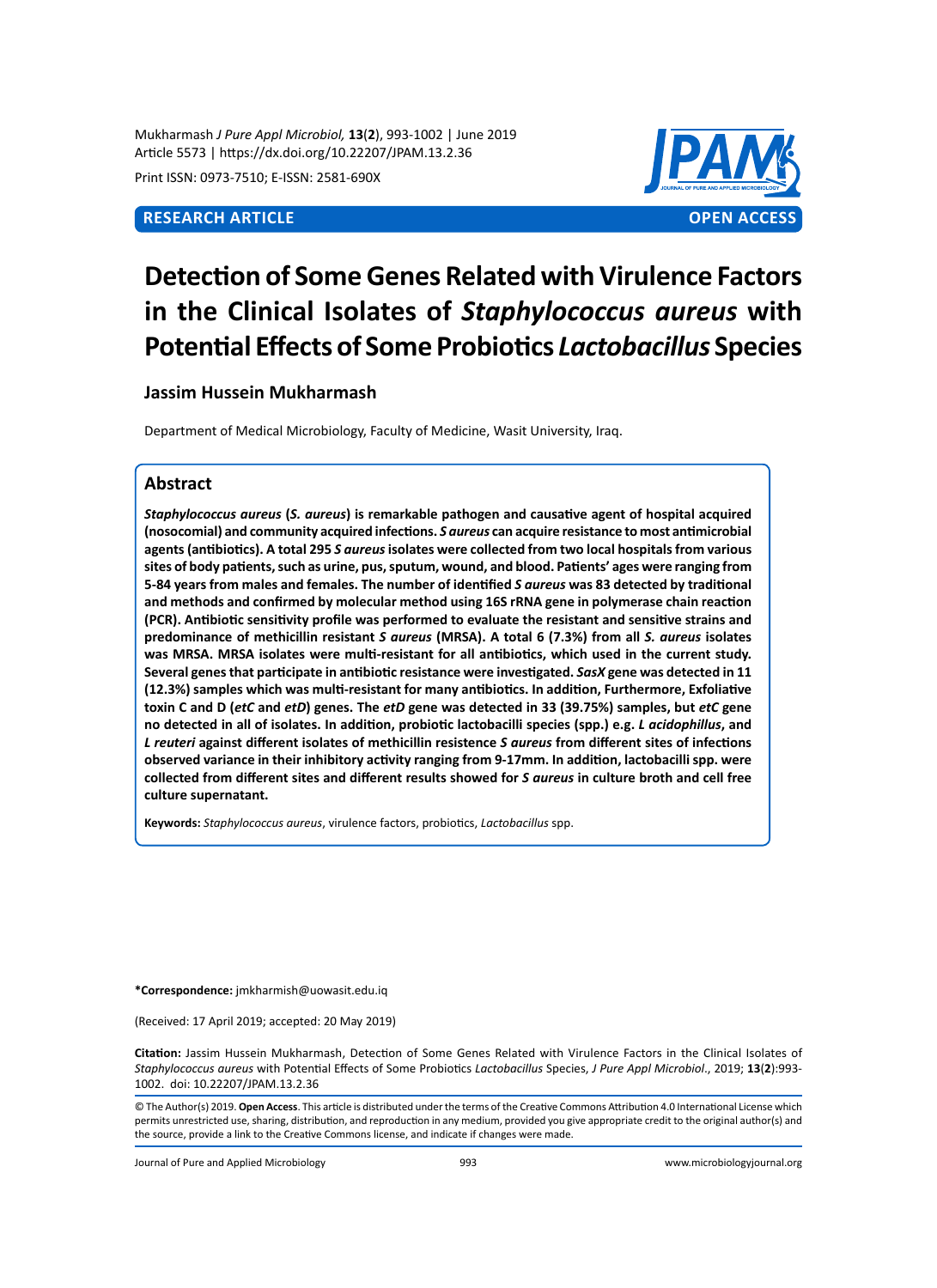Mukharmash *J Pure Appl Microbiol,* **13**(**2**), 993-1002 | June 2019
Article 5573 | https://dx.doi.org/10.22207/JPAM.13.2.36

Print ISSN: 0973-7510; E-ISSN: 2581-690X

**RESEARCH ARTICLE** **OPEN ACCESS**

# Detection of Some Genes Related with Virulence Factors in the Clinical Isolates of *Staphylococcus aureus* with Potential Effects of Some Probiotics *Lactobacillus* Species

**Jassim Hussein Mukharmash**

Department of Medical Microbiology, Faculty of Medicine, Wasit University, Iraq.

## Abstract

***Staphylococcus aureus* (*S. aureus*) is remarkable pathogen and causative agent of hospital acquired (nosocomial) and community acquired infections. *S aureus* can acquire resistance to most antimicrobial agents (antibiotics). A total 295 *S aureus* isolates were collected from two local hospitals from various sites of body patients, such as urine, pus, sputum, wound, and blood. Patients' ages were ranging from 5-84 years from males and females. The number of identified *S aureus* was 83 detected by traditional and methods and confirmed by molecular method using 16S rRNA gene in polymerase chain reaction (PCR). Antibiotic sensitivity profile was performed to evaluate the resistant and sensitive strains and predominance of methicillin resistant *S aureus* (MRSA). A total 6 (7.3%) from all *S. aureus* isolates was MRSA. MRSA isolates were multi-resistant for all antibiotics, which used in the current study. Several genes that participate in antibiotic resistance were investigated. *SasX* gene was detected in 11 (12.3%) samples which was multi-resistant for many antibiotics. In addition, Furthermore, Exfoliative toxin C and D (*etC* and *etD*) genes. The *etD* gene was detected in 33 (39.75%) samples, but *etC* gene no detected in all of isolates. In addition, probiotic lactobacilli species (spp.) e.g. *L acidophillus*, and *L reuteri* against different isolates of methicillin resistence *S aureus* from different sites of infections observed variance in their inhibitory activity ranging from 9-17mm. In addition, lactobacilli spp. were collected from different sites and different results showed for *S aureus* in culture broth and cell free culture supernatant.**

**Keywords:** *Staphylococcus aureus*, virulence factors, probiotics, *Lactobacillus* spp.

**\*Correspondence:** jmkharmish@uowasit.edu.iq

(Received: 17 April 2019; accepted: 20 May 2019)

**Citation:** Jassim Hussein Mukharmash, Detection of Some Genes Related with Virulence Factors in the Clinical Isolates of *Staphylococcus aureus* with Potential Effects of Some Probiotics *Lactobacillus* Species, *J Pure Appl Microbiol*., 2019; **13**(**2**):993-1002. doi: 10.22207/JPAM.13.2.36

© The Author(s) 2019. **Open Access**. This article is distributed under the terms of the Creative Commons Attribution 4.0 International License which permits unrestricted use, sharing, distribution, and reproduction in any medium, provided you give appropriate credit to the original author(s) and the source, provide a link to the Creative Commons license, and indicate if changes were made.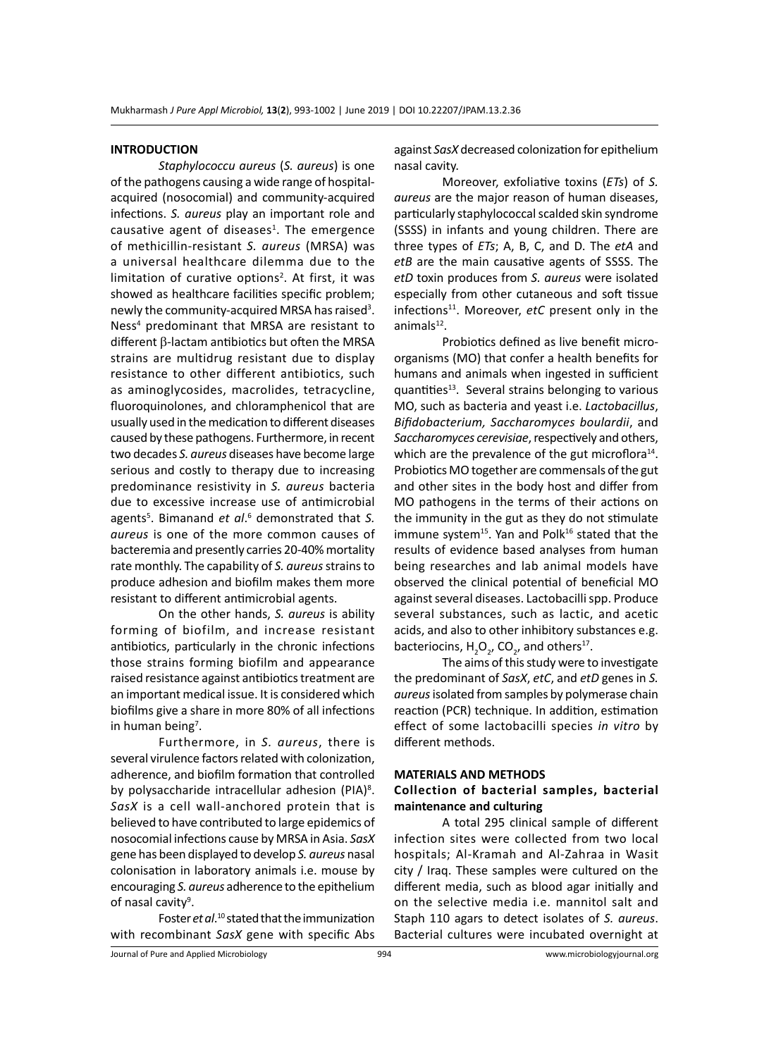## INTRODUCTION

*Staphylococcu aureus* (*S. aureus*) is one of the pathogens causing a wide range of hospital-acquired (nosocomial) and community-acquired infections. *S. aureus* play an important role and causative agent of diseases[1]. The emergence of methicillin-resistant *S. aureus* (MRSA) was a universal healthcare dilemma due to the limitation of curative options[2]. At first, it was showed as healthcare facilities specific problem; newly the community-acquired MRSA has raised[3]. Ness[4] predominant that MRSA are resistant to different β-lactam antibiotics but often the MRSA strains are multidrug resistant due to display resistance to other different antibiotics, such as aminoglycosides, macrolides, tetracycline, fluoroquinolones, and chloramphenicol that are usually used in the medication to different diseases caused by these pathogens. Furthermore, in recent two decades *S. aureus* diseases have become large serious and costly to therapy due to increasing predominance resistivity in *S. aureus* bacteria due to excessive increase use of antimicrobial agents[5]. Bimanand *et al*.[6] demonstrated that *S. aureus* is one of the more common causes of bacteremia and presently carries 20-40% mortality rate monthly. The capability of *S. aureus* strains to produce adhesion and biofilm makes them more resistant to different antimicrobial agents.

On the other hands, *S. aureus* is ability forming of biofilm, and increase resistant antibiotics, particularly in the chronic infections those strains forming biofilm and appearance raised resistance against antibiotics treatment are an important medical issue. It is considered which biofilms give a share in more 80% of all infections in human being[7].

Furthermore, in *S. aureus*, there is several virulence factors related with colonization, adherence, and biofilm formation that controlled by polysaccharide intracellular adhesion (PIA)[8]. *SasX* is a cell wall-anchored protein that is believed to have contributed to large epidemics of nosocomial infections cause by MRSA in Asia. *SasX* gene has been displayed to develop *S. aureus* nasal colonisation in laboratory animals i.e. mouse by encouraging *S. aureus* adherence to the epithelium of nasal cavity[9].

Foster *et al*.[10] stated that the immunization with recombinant *SasX* gene with specific Abs against *SasX* decreased colonization for epithelium nasal cavity.

Moreover, exfoliative toxins (*ETs*) of *S. aureus* are the major reason of human diseases, particularly staphylococcal scalded skin syndrome (SSSS) in infants and young children. There are three types of *ETs*; A, B, C, and D. The *etA* and *etB* are the main causative agents of SSSS. The *etD* toxin produces from *S. aureus* were isolated especially from other cutaneous and soft tissue infections[11]. Moreover, *etC* present only in the animals[12].

Probiotics defined as live benefit micro-organisms (MO) that confer a health benefits for humans and animals when ingested in sufficient quantities[13]. Several strains belonging to various MO, such as bacteria and yeast i.e. *Lactobacillus*, *Bifidobacterium, Saccharomyces boulardii*, and *Saccharomyces cerevisiae*, respectively and others, which are the prevalence of the gut microflora[14]. Probiotics MO together are commensals of the gut and other sites in the body host and differ from MO pathogens in the terms of their actions on the immunity in the gut as they do not stimulate immune system[15]. Yan and Polk[16] stated that the results of evidence based analyses from human being researches and lab animal models have observed the clinical potential of beneficial MO against several diseases. Lactobacilli spp. Produce several substances, such as lactic, and acetic acids, and also to other inhibitory substances e.g. bacteriocins, $H_2O_2$, $CO_2$, and others[17].

The aims of this study were to investigate the predominant of *SasX*, *etC*, and *etD* genes in *S. aureus* isolated from samples by polymerase chain reaction (PCR) technique. In addition, estimation effect of some lactobacilli species *in vitro* by different methods.

## MATERIALS AND METHODS

### Collection of bacterial samples, bacterial maintenance and culturing

A total 295 clinical sample of different infection sites were collected from two local hospitals; Al-Kramah and Al-Zahraa in Wasit city / Iraq. These samples were cultured on the different media, such as blood agar initially and on the selective media i.e. mannitol salt and Staph 110 agars to detect isolates of *S. aureus*. Bacterial cultures were incubated overnight at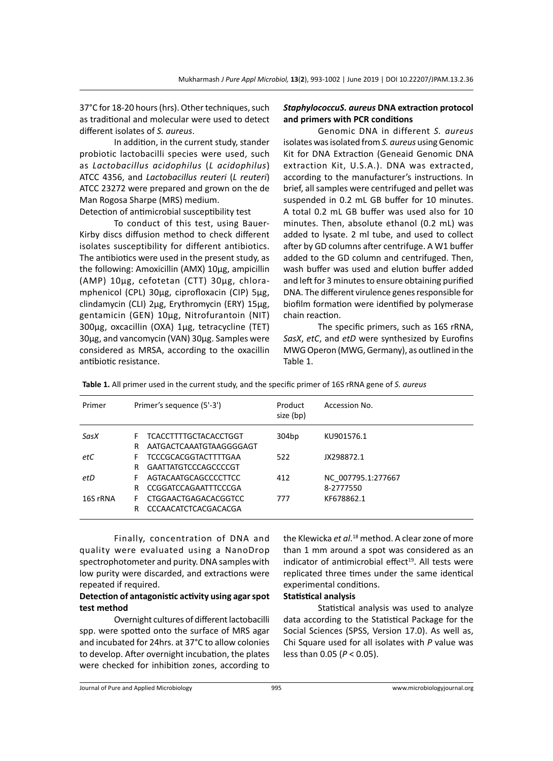37°C for 18-20 hours (hrs). Other techniques, such as traditional and molecular were used to detect different isolates of *S. aureus*.

In addition, in the current study, stander probiotic lactobacilli species were used, such as *Lactobacillus acidophilus* (*L acidophilus*) ATCC 4356, and *Lactobacillus reuteri* (*L reuteri*) ATCC 23272 were prepared and grown on the de Man Rogosa Sharpe (MRS) medium.

Detection of antimicrobial susceptibility test

To conduct of this test, using Bauer-Kirby discs diffusion method to check different isolates susceptibility for different antibiotics. The antibiotics were used in the present study, as the following: Amoxicillin (AMX) 10µg, ampicillin (AMP) 10µg, cefotetan (CTT) 30µg, chloramphenicol (CPL) 30µg, ciprofloxacin (CIP) 5µg, clindamycin (CLI) 2µg, Erythromycin (ERY) 15µg, gentamicin (GEN) 10µg, Nitrofurantoin (NIT) 300µg, oxacillin (OXA) 1µg, tetracycline (TET) 30µg, and vancomycin (VAN) 30µg. Samples were considered as MRSA, according to the oxacillin antibiotic resistance.

### *StaphylococcuS. aureus* DNA extraction protocol and primers with PCR conditions

Genomic DNA in different *S. aureus* isolates was isolated from *S. aureus* using Genomic Kit for DNA Extraction (Geneaid Genomic DNA extraction Kit, U.S.A.). DNA was extracted, according to the manufacturer's instructions. In brief, all samples were centrifuged and pellet was suspended in 0.2 mL GB buffer for 10 minutes. A total 0.2 mL GB buffer was used also for 10 minutes. Then, absolute ethanol (0.2 mL) was added to lysate. 2 ml tube, and used to collect after by GD columns after centrifuge. A W1 buffer added to the GD column and centrifuged. Then, wash buffer was used and elution buffer added and left for 3 minutes to ensure obtaining purified DNA. The different virulence genes responsible for biofilm formation were identified by polymerase chain reaction.

The specific primers, such as 16S rRNA, *SasX*, *etC*, and *etD* were synthesized by Eurofins MWG Operon (MWG, Germany), as outlined in the Table 1.

**Table 1.** All primer used in the current study, and the specific primer of 16S rRNA gene of *S. aureus*

| Primer | | Primer's sequence (5'-3') | Product size (bp) | Accession No. |
|---|---|---|---|---|
| *SasX* | F | TCACCTTTTGCTACACCTGGT | 304bp | KU901576.1 |
| | R | AATGACTCAAATGTAAGGGGAGT | | |
| *etC* | F | TCCCGCACGGTACTTTTGAA | 522 | JX298872.1 |
| | R | GAATTATGTCCCAGCCCCGT | | |
| *etD* | F | AGTACAATGCAGCCCCTTCC | 412 | NC_007795.1:277667 |
| | R | CCGGATCCAGAATTTCCCGA | | 8-2777550 |
| 16S rRNA | F | CTGGAACTGAGACACGGTCC | 777 | KF678862.1 |
| | R | CCCAACATCTCACGACACGA | | |

Finally, concentration of DNA and quality were evaluated using a NanoDrop spectrophotometer and purity. DNA samples with low purity were discarded, and extractions were repeated if required.

### Detection of antagonistic activity using agar spot test method

Overnight cultures of different lactobacilli spp. were spotted onto the surface of MRS agar and incubated for 24hrs. at 37°C to allow colonies to develop. After overnight incubation, the plates were checked for inhibition zones, according to the Klewicka *et al*.[18] method. A clear zone of more than 1 mm around a spot was considered as an indicator of antimicrobial effect[19]. All tests were replicated three times under the same identical experimental conditions.

### Statistical analysis

Statistical analysis was used to analyze data according to the Statistical Package for the Social Sciences (SPSS, Version 17.0). As well as, Chi Square used for all isolates with *P* value was less than 0.05 ($P < 0.05$).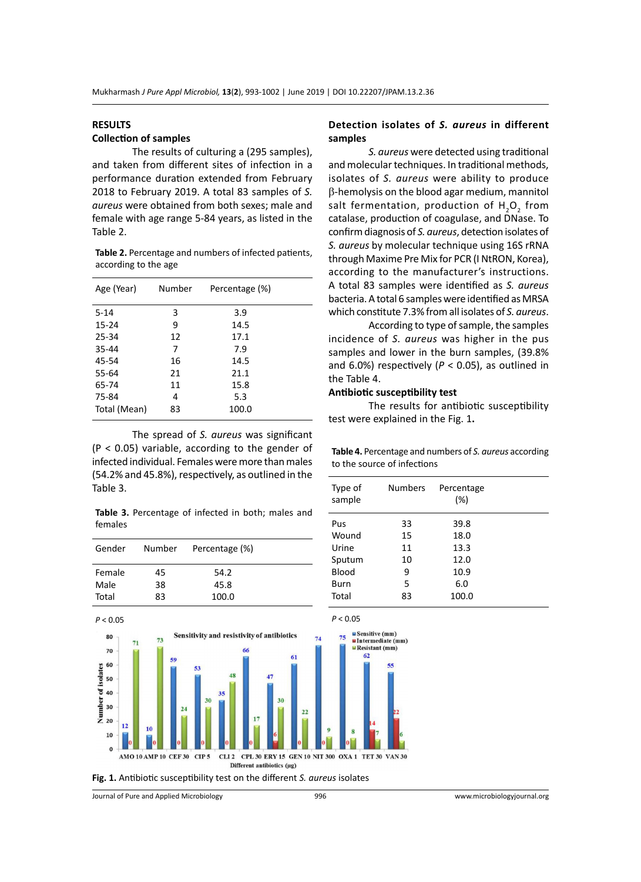## RESULTS

### Collection of samples

The results of culturing a (295 samples), and taken from different sites of infection in a performance duration extended from February 2018 to February 2019. A total 83 samples of *S. aureus* were obtained from both sexes; male and female with age range 5-84 years, as listed in the Table 2.

**Table 2.** Percentage and numbers of infected patients, according to the age

| Age (Year) | Number | Percentage (%) |
|---|---|---|
| 5-14 | 3 | 3.9 |
| 15-24 | 9 | 14.5 |
| 25-34 | 12 | 17.1 |
| 35-44 | 7 | 7.9 |
| 45-54 | 16 | 14.5 |
| 55-64 | 21 | 21.1 |
| 65-74 | 11 | 15.8 |
| 75-84 | 4 | 5.3 |
| Total (Mean) | 83 | 100.0 |

The spread of *S. aureus* was significant ($P < 0.05$) variable, according to the gender of infected individual. Females were more than males (54.2% and 45.8%), respectively, as outlined in the Table 3.

**Table 3.** Percentage of infected in both; males and females

| Gender | Number | Percentage (%) |
|---|---|---|
| Female | 45 | 54.2 |
| Male | 38 | 45.8 |
| Total | 83 | 100.0 |

$P < 0.05$

### Detection isolates of *S. aureus* in different samples

*S. aureus* were detected using traditional and molecular techniques. In traditional methods, isolates of *S. aureus* were ability to produce β-hemolysis on the blood agar medium, mannitol salt fermentation, production of $H_2O_2$ from catalase, production of coagulase, and DNase. To confirm diagnosis of *S. aureus*, detection isolates of *S. aureus* by molecular technique using 16S rRNA through Maxime Pre Mix for PCR (I NtRON, Korea), according to the manufacturer's instructions. A total 83 samples were identified as *S. aureus* bacteria. A total 6 samples were identified as MRSA which constitute 7.3% from all isolates of *S. aureus*.

According to type of sample, the samples incidence of *S. aureus* was higher in the pus samples and lower in the burn samples, (39.8% and 6.0%) respectively ($P < 0.05$), as outlined in the Table 4.

### Antibiotic susceptibility test

The results for antibiotic susceptibility test were explained in the Fig. 1.

**Table 4.** Percentage and numbers of *S. aureus* according to the source of infections

| Type of sample | Numbers | Percentage (%) |
|---|---|---|
| Pus | 33 | 39.8 |
| Wound | 15 | 18.0 |
| Urine | 11 | 13.3 |
| Sputum | 10 | 12.0 |
| Blood | 9 | 10.9 |
| Burn | 5 | 6.0 |
| Total | 83 | 100.0 |

$P < 0.05$

**Fig. 1.** Antibiotic susceptibility test on the different *S. aureus* isolates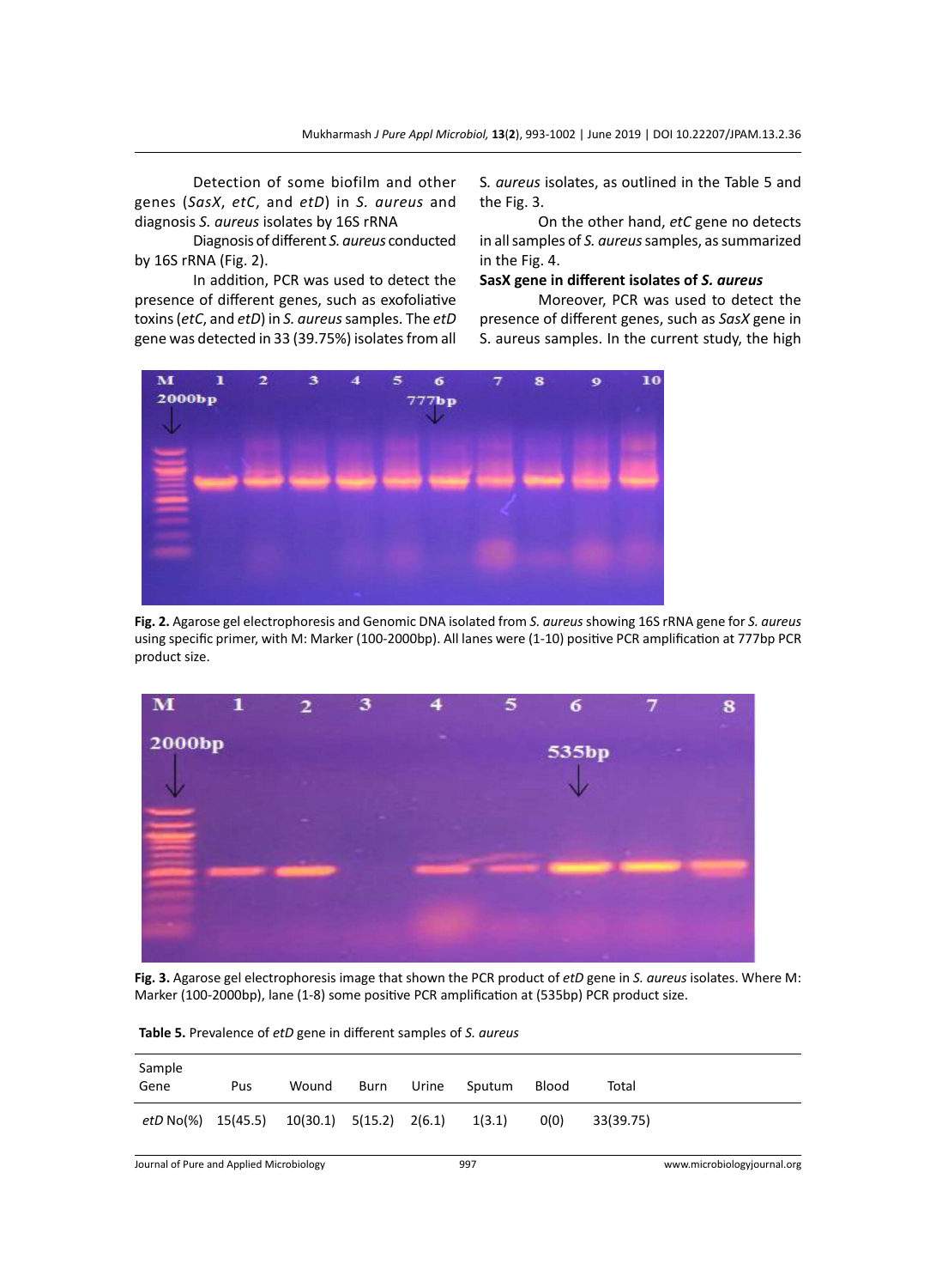Detection of some biofilm and other genes (*SasX*, *etC*, and *etD*) in *S. aureus* and diagnosis *S. aureus* isolates by 16S rRNA

Diagnosis of different *S. aureus* conducted by 16S rRNA (Fig. 2).

In addition, PCR was used to detect the presence of different genes, such as exofoliative toxins (*etC*, and *etD*) in *S. aureus* samples. The *etD* gene was detected in 33 (39.75%) isolates from all *S. aureus* isolates, as outlined in the Table 5 and the Fig. 3.

On the other hand, *etC* gene no detects in all samples of *S. aureus* samples, as summarized in the Fig. 4.

**SasX gene in different isolates of *S. aureus***

Moreover, PCR was used to detect the presence of different genes, such as *SasX* gene in S. aureus samples. In the current study, the high

**Fig. 2.** Agarose gel electrophoresis and Genomic DNA isolated from *S. aureus* showing 16S rRNA gene for *S. aureus* using specific primer, with M: Marker (100-2000bp). All lanes were (1-10) positive PCR amplification at 777bp PCR product size.

**Fig. 3.** Agarose gel electrophoresis image that shown the PCR product of *etD* gene in *S. aureus* isolates. Where M: Marker (100-2000bp), lane (1-8) some positive PCR amplification at (535bp) PCR product size.

**Table 5.** Prevalence of *etD* gene in different samples of *S. aureus*

| Sample Gene | Pus | Wound | Burn | Urine | Sputum | Blood | Total |
|---|---|---|---|---|---|---|---|
| *etD* No(%) | 15(45.5) | 10(30.1) | 5(15.2) | 2(6.1) | 1(3.1) | 0(0) | 33(39.75) |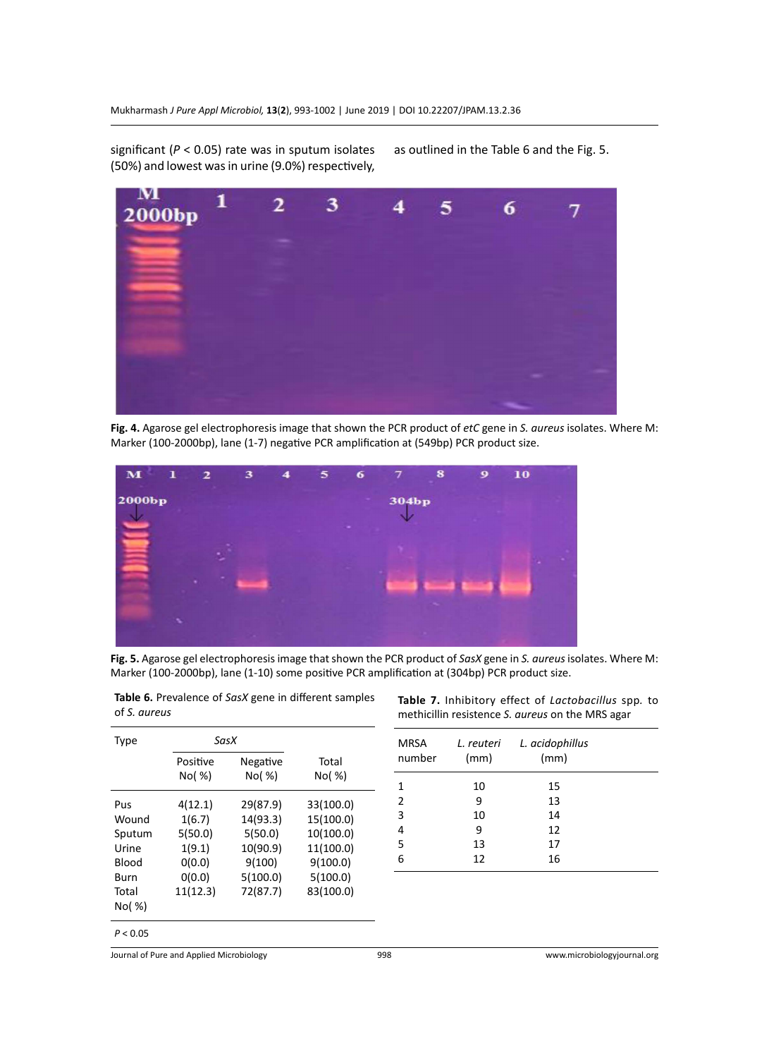significant ($P < 0.05$) rate was in sputum isolates (50%) and lowest was in urine (9.0%) respectively, as outlined in the Table 6 and the Fig. 5.

**Fig. 4.** Agarose gel electrophoresis image that shown the PCR product of *etC* gene in *S. aureus* isolates. Where M: Marker (100-2000bp), lane (1-7) negative PCR amplification at (549bp) PCR product size.

**Fig. 5.** Agarose gel electrophoresis image that shown the PCR product of *SasX* gene in *S. aureus* isolates. Where M: Marker (100-2000bp), lane (1-10) some positive PCR amplification at (304bp) PCR product size.

**Table 6.** Prevalence of *SasX* gene in different samples of *S. aureus*

| Type | *SasX* | | |
|---|---|---|---|
| | Positive No( %) | Negative No( %) | Total No( %) |
| Pus | 4(12.1) | 29(87.9) | 33(100.0) |
| Wound | 1(6.7) | 14(93.3) | 15(100.0) |
| Sputum | 5(50.0) | 5(50.0) | 10(100.0) |
| Urine | 1(9.1) | 10(90.9) | 11(100.0) |
| Blood | 0(0.0) | 9(100) | 9(100.0) |
| Burn | 0(0.0) | 5(100.0) | 5(100.0) |
| Total No( %) | 11(12.3) | 72(87.7) | 83(100.0) |

$P < 0.05$

**Table 7.** Inhibitory effect of *Lactobacillus* spp. to methicillin resistence *S. aureus* on the MRS agar

| MRSA number | *L. reuteri* (mm) | *L. acidophillus* (mm) |
|---|---|---|
| 1 | 10 | 15 |
| 2 | 9 | 13 |
| 3 | 10 | 14 |
| 4 | 9 | 12 |
| 5 | 13 | 17 |
| 6 | 12 | 16 |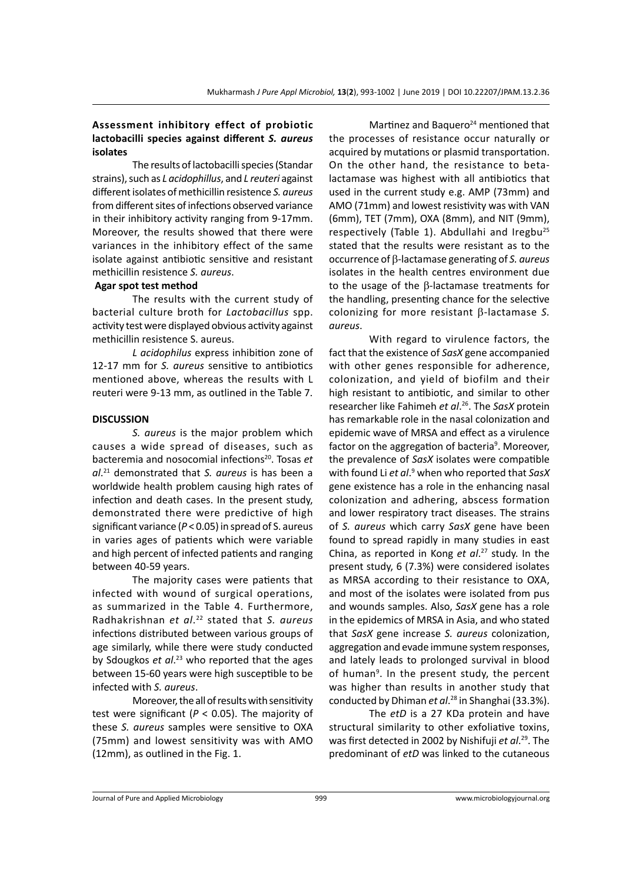### Assessment inhibitory effect of probiotic lactobacilli species against different *S. aureus* isolates

The results of lactobacilli species (Standar strains), such as *L acidophillus*, and *L reuteri* against different isolates of methicillin resistence *S. aureus* from different sites of infections observed variance in their inhibitory activity ranging from 9-17mm. Moreover, the results showed that there were variances in the inhibitory effect of the same isolate against antibiotic sensitive and resistant methicillin resistence *S. aureus*.

### Agar spot test method

The results with the current study of bacterial culture broth for *Lactobacillus* spp. activity test were displayed obvious activity against methicillin resistence S. aureus.

*L acidophilus* express inhibition zone of 12-17 mm for *S. aureus* sensitive to antibiotics mentioned above, whereas the results with L reuteri were 9-13 mm, as outlined in the Table 7.

## DISCUSSION

*S. aureus* is the major problem which causes a wide spread of diseases, such as bacteremia and nosocomial infections[20]. Tosas *et al*.[21] demonstrated that *S. aureus* is has been a worldwide health problem causing high rates of infection and death cases. In the present study, demonstrated there were predictive of high significant variance ($P < 0.05$) in spread of S. aureus in varies ages of patients which were variable and high percent of infected patients and ranging between 40-59 years.

The majority cases were patients that infected with wound of surgical operations, as summarized in the Table 4. Furthermore, Radhakrishnan *et al*.[22] stated that *S. aureus* infections distributed between various groups of age similarly, while there were study conducted by Sdougkos *et al*.[23] who reported that the ages between 15-60 years were high susceptible to be infected with *S. aureus*.

Moreover, the all of results with sensitivity test were significant ($P < 0.05$). The majority of these *S. aureus* samples were sensitive to OXA (75mm) and lowest sensitivity was with AMO (12mm), as outlined in the Fig. 1.

Martinez and Baquero[24] mentioned that the processes of resistance occur naturally or acquired by mutations or plasmid transportation. On the other hand, the resistance to beta-lactamase was highest with all antibiotics that used in the current study e.g. AMP (73mm) and AMO (71mm) and lowest resistivity was with VAN (6mm), TET (7mm), OXA (8mm), and NIT (9mm), respectively (Table 1). Abdullahi and Iregbu[25] stated that the results were resistant as to the occurrence of β-lactamase generating of *S. aureus* isolates in the health centres environment due to the usage of the β-lactamase treatments for the handling, presenting chance for the selective colonizing for more resistant β-lactamase *S. aureus*.

With regard to virulence factors, the fact that the existence of *SasX* gene accompanied with other genes responsible for adherence, colonization, and yield of biofilm and their high resistant to antibiotic, and similar to other researcher like Fahimeh *et al*.[26]. The *SasX* protein has remarkable role in the nasal colonization and epidemic wave of MRSA and effect as a virulence factor on the aggregation of bacteria[9]. Moreover, the prevalence of *SasX* isolates were compatible with found Li *et al*.[9] when who reported that *SasX* gene existence has a role in the enhancing nasal colonization and adhering, abscess formation and lower respiratory tract diseases. The strains of *S. aureus* which carry *SasX* gene have been found to spread rapidly in many studies in east China, as reported in Kong *et al*.[27] study. In the present study, 6 (7.3%) were considered isolates as MRSA according to their resistance to OXA, and most of the isolates were isolated from pus and wounds samples. Also, *SasX* gene has a role in the epidemics of MRSA in Asia, and who stated that *SasX* gene increase *S. aureus* colonization, aggregation and evade immune system responses, and lately leads to prolonged survival in blood of human[9]. In the present study, the percent was higher than results in another study that conducted by Dhiman *et al*.[28] in Shanghai (33.3%).

The *etD* is a 27 KDa protein and have structural similarity to other exfoliative toxins, was first detected in 2002 by Nishifuji *et al*.[29]. The predominant of *etD* was linked to the cutaneous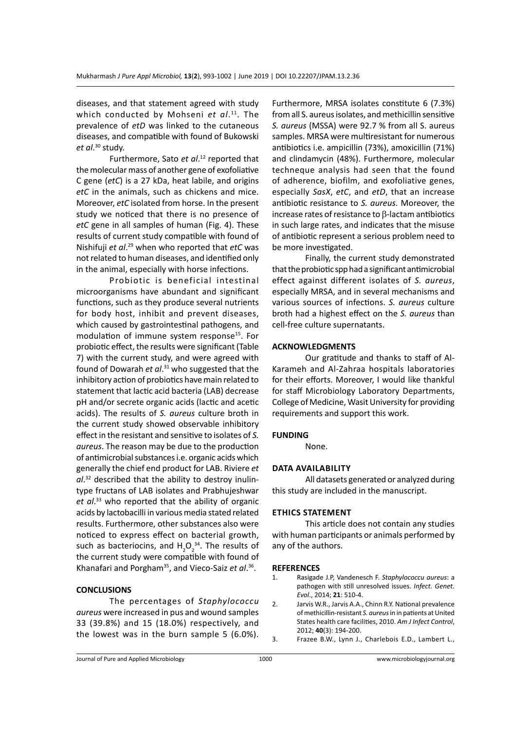diseases, and that statement agreed with study which conducted by Mohseni *et al*.[11]. The prevalence of *etD* was linked to the cutaneous diseases, and compatible with found of Bukowski *et al*.[30] study.

Furthermore, Sato *et al*.[12] reported that the molecular mass of another gene of exofoliative C gene (*etC*) is a 27 kDa, heat labile, and origins *etC* in the animals, such as chickens and mice. Moreover, *etC* isolated from horse. In the present study we noticed that there is no presence of *etC* gene in all samples of human (Fig. 4). These results of current study compatible with found of Nishifuji *et al*.[29] when who reported that *etC* was not related to human diseases, and identified only in the animal, especially with horse infections.

Probiotic is beneficial intestinal microorganisms have abundant and significant functions, such as they produce several nutrients for body host, inhibit and prevent diseases, which caused by gastrointestinal pathogens, and modulation of immune system response[15]. For probiotic effect, the results were significant (Table 7) with the current study, and were agreed with found of Dowarah *et al*.[31] who suggested that the inhibitory action of probiotics have main related to statement that lactic acid bacteria (LAB) decrease pH and/or secrete organic acids (lactic and acetic acids). The results of *S. aureus* culture broth in the current study showed observable inhibitory effect in the resistant and sensitive to isolates of *S. aureus*. The reason may be due to the production of antimicrobial substances i.e. organic acids which generally the chief end product for LAB. Riviere *et al*.[32] described that the ability to destroy inulin-type fructans of LAB isolates and Prabhujeshwar *et al*.[33] who reported that the ability of organic acids by lactobacilli in various media stated related results. Furthermore, other substances also were noticed to express effect on bacterial growth, such as bacteriocins, and $H_2O_2$[34]. The results of the current study were compatible with found of Khanafari and Porgham[35], and Vieco-Saiz *et al*.[36].

## CONCLUSIONS

The percentages of *Staphylococcu aureus* were increased in pus and wound samples 33 (39.8%) and 15 (18.0%) respectively, and the lowest was in the burn sample 5 (6.0%). Furthermore, MRSA isolates constitute 6 (7.3%) from all S. aureus isolates, and methicillin sensitive *S. aureus* (MSSA) were 92.7 % from all S. aureus samples. MRSA were multiresistant for numerous antibiotics i.e. ampicillin (73%), amoxicillin (71%) and clindamycin (48%). Furthermore, molecular techneque analysis had seen that the found of adherence, biofilm, and exofoliative genes, especially *SasX*, *etC*, and *etD*, that an increase antibiotic resistance to *S. aureus*. Moreover, the increase rates of resistance to β-lactam antibiotics in such large rates, and indicates that the misuse of antibiotic represent a serious problem need to be more investigated.

Finally, the current study demonstrated that the probiotic spp had a significant antimicrobial effect against different isolates of *S. aureus*, especially MRSA, and in several mechanisms and various sources of infections. *S. aureus* culture broth had a highest effect on the *S. aureus* than cell-free culture supernatants.

## ACKNOWLEDGMENTS

Our gratitude and thanks to staff of Al-Karameh and Al-Zahraa hospitals laboratories for their efforts. Moreover, I would like thankful for staff Microbiology Laboratory Departments, College of Medicine, Wasit University for providing requirements and support this work.

## FUNDING

None.

## DATA AVAILABILITY

All datasets generated or analyzed during this study are included in the manuscript.

## ETHICS STATEMENT

This article does not contain any studies with human participants or animals performed by any of the authors.

## REFERENCES

1. Rasigade J.P, Vandenesch F. *Staphylococcu aureus*: a pathogen with still unresolved issues. *Infect. Genet. Evol*., 2014; **21**: 510-4.
2. Jarvis W.R., Jarvis A.A., Chinn R.Y. National prevalence of methicillin-resistant *S. aureus* in in patients at United States health care facilities, 2010. *Am J Infect Control*, 2012; **40**(3): 194-200.
3. Frazee B.W., Lynn J., Charlebois E.D., Lambert L.,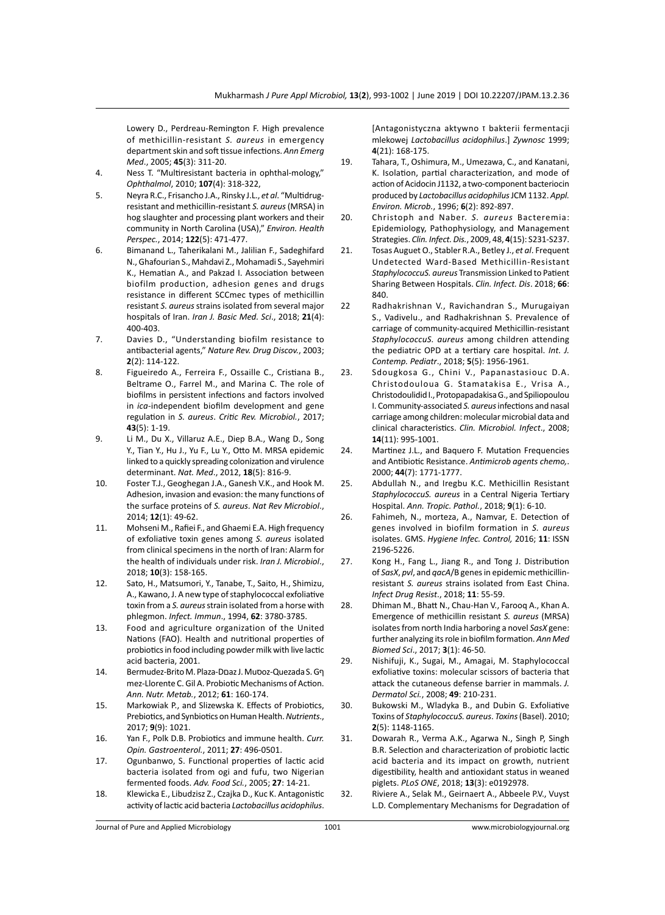Lowery D., Perdreau-Remington F. High prevalence of methicillin-resistant *S. aureus* in emergency department skin and soft tissue infections. *Ann Emerg Med*., 2005; **45**(3): 311-20.

4. Ness T. "Multiresistant bacteria in ophthal-mology," *Ophthalmol*, 2010; **107**(4): 318-322,
5. Neyra R.C., Frisancho J.A., Rinsky J.L., *et al*. "Multidrug-resistant and methicillin-resistant *S. aureus* (MRSA) in hog slaughter and processing plant workers and their community in North Carolina (USA)," *Environ. Health Perspec.*, 2014; **122**(5): 471-477.
6. Bimanand L., Taherikalani M., Jalilian F., Sadeghifard N., Ghafourian S., Mahdavi Z., Mohamadi S., Sayehmiri K., Hematian A., and Pakzad I. Association between biofilm production, adhesion genes and drugs resistance in different SCCmec types of methicillin resistant *S. aureus* strains isolated from several major hospitals of Iran. *Iran J. Basic Med. Sci*., 2018; **21**(4): 400-403.
7. Davies D., "Understanding biofilm resistance to antibacterial agents," *Nature Rev. Drug Discov.*, 2003; **2**(2): 114-122.
8. Figueiredo A., Ferreira F., Ossaille C., Cristiana B., Beltrame O., Farrel M., and Marina C. The role of biofilms in persistent infections and factors involved in *ica*-independent biofilm development and gene regulation in *S. aureus*. *Critic Rev. Microbiol.*, 2017; **43**(5): 1-19.
9. Li M., Du X., Villaruz A.E., Diep B.A., Wang D., Song Y., Tian Y., Hu J., Yu F., Lu Y., Otto M. MRSA epidemic linked to a quickly spreading colonization and virulence determinant. *Nat. Med*., 2012, **18**(5): 816-9.
10. Foster T.J., Geoghegan J.A., Ganesh V.K., and Hook M. Adhesion, invasion and evasion: the many functions of the surface proteins of *S. aureus*. *Nat Rev Microbiol*., 2014; **12**(1): 49-62.
11. Mohseni M., Rafiei F., and Ghaemi E.A. High frequency of exfoliative toxin genes among *S. aureus* isolated from clinical specimens in the north of Iran: Alarm for the health of individuals under risk. *Iran J. Microbiol*., 2018; **10**(3): 158-165.
12. Sato, H., Matsumori, Y., Tanabe, T., Saito, H., Shimizu, A., Kawano, J. A new type of staphylococcal exfoliative toxin from a *S. aureus* strain isolated from a horse with phlegmon. *Infect. Immun*., 1994, **62**: 3780-3785.
13. Food and agriculture organization of the United Nations (FAO). Health and nutritional properties of probiotics in food including powder milk with live lactic acid bacteria, 2001.
14. Bermudez-Brito M. Plaza-Dםaz J. Muסoz-Quezada S. Gף mez-Llorente C. Gil A. Probiotic Mechanisms of Action. *Ann. Nutr. Metab.*, 2012; **61**: 160-174.
15. Markowiak P., and Slizewska K. Effects of Probiotics, Prebiotics, and Synbiotics on Human Health. *Nutrients*., 2017; **9**(9): 1021.
16. Yan F., Polk D.B. Probiotics and immune health. *Curr. Opin. Gastroenterol.*, 2011; **27**: 496-0501.
17. Ogunbanwo, S. Functional properties of lactic acid bacteria isolated from ogi and fufu, two Nigerian fermented foods. *Adv. Food Sci.*, 2005; **27**: 14-21.
18. Klewicka E., Libudzisz Z., Czajka D., Kuc K. Antagonistic activity of lactic acid bacteria *Lactobacillus acidophilus*. [Antagonistyczna aktywno ז bakterii fermentacji mlekowej *Lactobacillus acidophilus*.] *Zywnosc* 1999; **4**(21): 168-175.
19. Tahara, T., Oshimura, M., Umezawa, C., and Kanatani, K. Isolation, partial characterization, and mode of action of Acidocin J1132, a two-component bacteriocin produced by *Lactobacillus acidophilus* JCM 1132. *Appl. Environ. Microb*., 1996; **6**(2): 892-897.
20. Christoph and Naber. *S. aureus* Bacteremia: Epidemiology, Pathophysiology, and Management Strategies. *Clin. Infect. Dis.*, 2009, 48, **4**(15): S231-S237.
21. Tosas Auguet O., Stabler R.A., Betley J., *et al*. Frequent Undetected Ward-Based Methicillin-Resistant *StaphylococcuS. aureus* Transmission Linked to Patient Sharing Between Hospitals. *Clin. Infect. Dis*. 2018; **66**: 840.
22. Radhakrishnan V., Ravichandran S., Murugaiyan S., Vadivelu., and Radhakrishnan S. Prevalence of carriage of community-acquired Methicillin-resistant *StaphylococcuS. aureus* among children attending the pediatric OPD at a tertiary care hospital. *Int. J. Contemp. Pediatr*., 2018; **5**(5): 1956-1961.
23. Sdougkosa G., Chini V., Papanastasiouc D.A. Christodouloua G. Stamatakisa E., Vrisa A., Christodoulidid I., Protopapadakisa G., and Spiliopoulou I. Community-associated *S. aureus* infections and nasal carriage among children: molecular microbial data and clinical characteristics. *Clin. Microbiol. Infect*., 2008; **14**(11): 995-1001.
24. Martinez J.L., and Baquero F. Mutation Frequencies and Antibiotic Resistance. *Antimicrob agents chemo,*. 2000; **44**(7): 1771-1777.
25. Abdullah N., and Iregbu K.C. Methicillin Resistant *StaphylococcuS. aureus* in a Central Nigeria Tertiary Hospital. *Ann. Tropic. Pathol.*, 2018; **9**(1): 6-10.
26. Fahimeh, N., morteza, A., Namvar, E. Detection of genes involved in biofilm formation in *S. aureus* isolates. GMS. *Hygiene Infec. Control,* 2016; **11**: ISSN 2196-5226.
27. Kong H., Fang L., Jiang R., and Tong J. Distribution of *SasX*, *pvl*, and *qacA*/B genes in epidemic methicillin-resistant *S. aureus* strains isolated from East China. *Infect Drug Resist*., 2018; **11**: 55-59.
28. Dhiman M., Bhatt N., Chau-Han V., Farooq A., Khan A. Emergence of methicillin resistant *S. aureus* (MRSA) isolates from north India harboring a novel *SasX* gene: further analyzing its role in biofilm formation. *Ann Med Biomed Sci*., 2017; **3**(1): 46-50.
29. Nishifuji, K., Sugai, M., Amagai, M. Staphylococcal exfoliative toxins: molecular scissors of bacteria that attack the cutaneous defense barrier in mammals. *J. Dermatol Sci.*, 2008; **49**: 210-231.
30. Bukowski M., Wladyka B., and Dubin G. Exfoliative Toxins of *StaphylococcuS. aureus*. *Toxins* (Basel). 2010; **2**(5): 1148-1165.
31. Dowarah R., Verma A.K., Agarwa N., Singh P, Singh B.R. Selection and characterization of probiotic lactic acid bacteria and its impact on growth, nutrient digestibility, health and antioxidant status in weaned piglets. *PLoS ONE*, 2018; **13**(3): e0192978.
32. Riviere A., Selak M., Geirnaert A., Abbeele P.V., Vuyst L.D. Complementary Mechanisms for Degradation of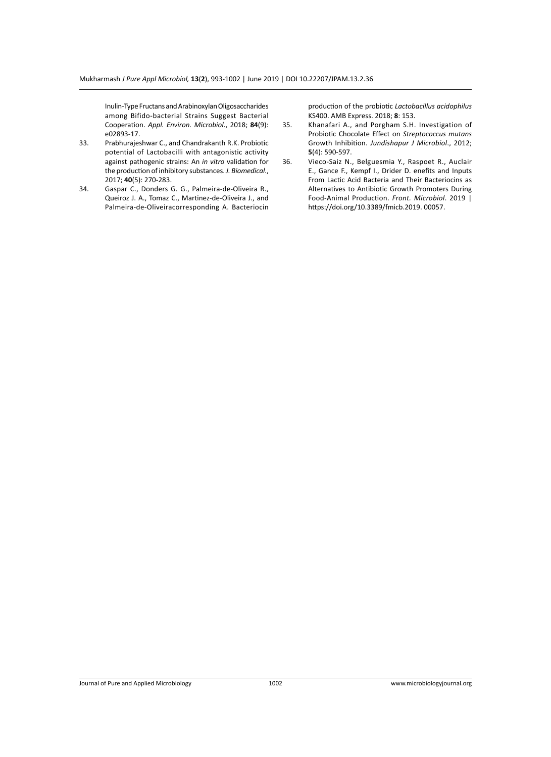Inulin-Type Fructans and Arabinoxylan Oligosaccharides among Bifido-bacterial Strains Suggest Bacterial Cooperation. *Appl. Environ. Microbiol*., 2018; **84**(9): e02893-17.

33. Prabhurajeshwar C., and Chandrakanth R.K. Probiotic potential of Lactobacilli with antagonistic activity against pathogenic strains: An *in vitro* validation for the production of inhibitory substances. *J. Biomedical*., 2017; **40**(5): 270-283.

34. Gaspar C., Donders G. G., Palmeira-de-Oliveira R., Queiroz J. A., Tomaz C., Martinez-de-Oliveira J., and Palmeira-de-Oliveiracorresponding A. Bacteriocin production of the probiotic *Lactobacillus acidophilus* KS400. AMB Express. 2018; **8**: 153.

35. Khanafari A., and Porgham S.H. Investigation of Probiotic Chocolate Effect on *Streptococcus mutans* Growth Inhibition. *Jundishapur J Microbiol*., 2012; **5**(4): 590-597.

36. Vieco-Saiz N., Belguesmia Y., Raspoet R., Auclair E., Gance F., Kempf I., Drider D. enefits and Inputs From Lactic Acid Bacteria and Their Bacteriocins as Alternatives to Antibiotic Growth Promoters During Food-Animal Production. *Front. Microbiol*. 2019 | https://doi.org/10.3389/fmicb.2019. 00057.